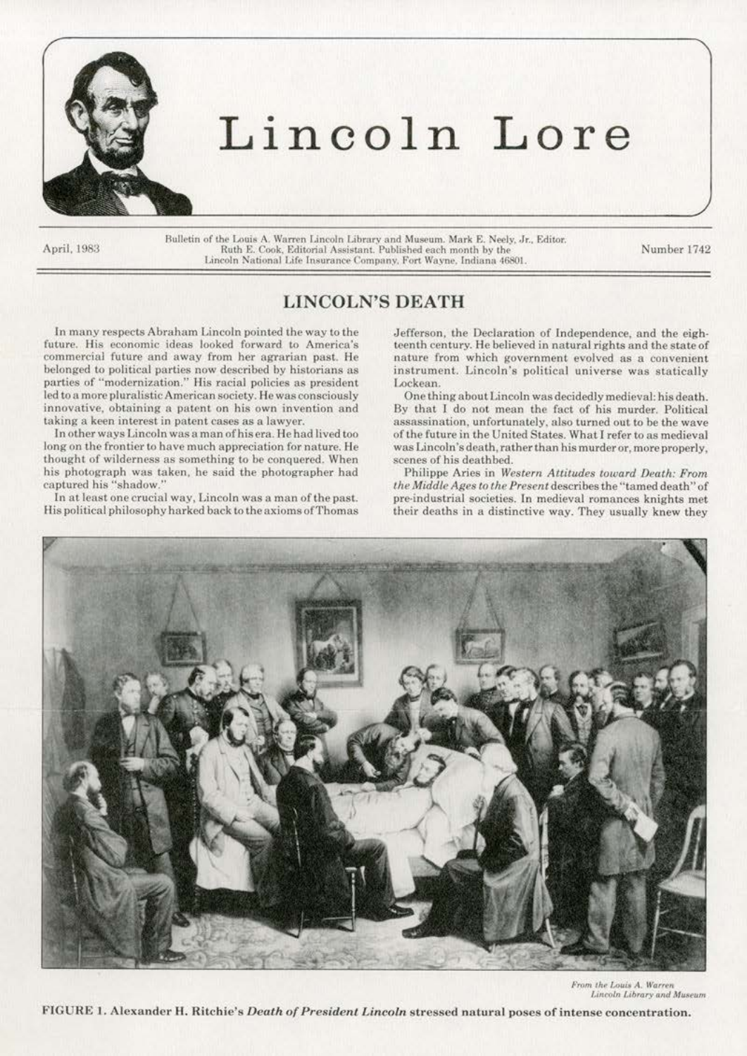# Lincoln Lore

April, 1983

Bulletin of the Louis A. Warren Lincoln Library and Museum. Mark E. Neely, Jr., Editor. Ruth E. Cook, Editorial Assistant. Published each month by the Lincoln National Life Insurance Company, Fort Wayne, Indiana 46801.

Number 1742

## LINCOLN'S DEATH

In many respects Abraham Lincoln pointed the way to the future. His economic ideas looked forward to America's commercial future and away from her agrarian past. He belonged to political parties now described by historians as parties of "modernization." His racial policies as president led to a more pluralistic American society. He was consciously innovative, obtaining a patent on his own invention and taking a keen interest in patent cases as a lawyer.

In other ways Lincoln was a man of his era. He had lived too long on the frontier to have much appreciation for nature. He thought of wilderness as something to be conquered. When his photograph was taken, he said the photographer had captured his "shadow."

In at least one crucial way, Lincoln was a man of the past. His political philosophy harked back to the axioms of Thomas Jefferson, the Declaration of Independence, and the eighteenth century. He believed in natural rights and the state of nature from which government evolved as a convenient instrument. Lincoln's political universe was statically Lockean.

One thing about Lincoln was decidedly medieval: his death. By that I do not mean the fact of his murder. Political assassination, unfortunately, also turned out to be the wave of the future in the United States. What I refer to as medieval was Lincoln's death, rather than his murder or, more properly, scenes of his deathbed.

Philippe Aries in *Western Attitudes toward Death: From the Middle Ages to the Present* describes the "tamed death" of pre-industrial societies. In medieval romances knights met their deaths in a distinctive way. They usually knew they

*From the Louis A. Warren Lincoln Library and Museum*

**FIGURE 1. Alexander H. Ritchie's *Death of President Lincoln* stressed natural poses of intense concentration.**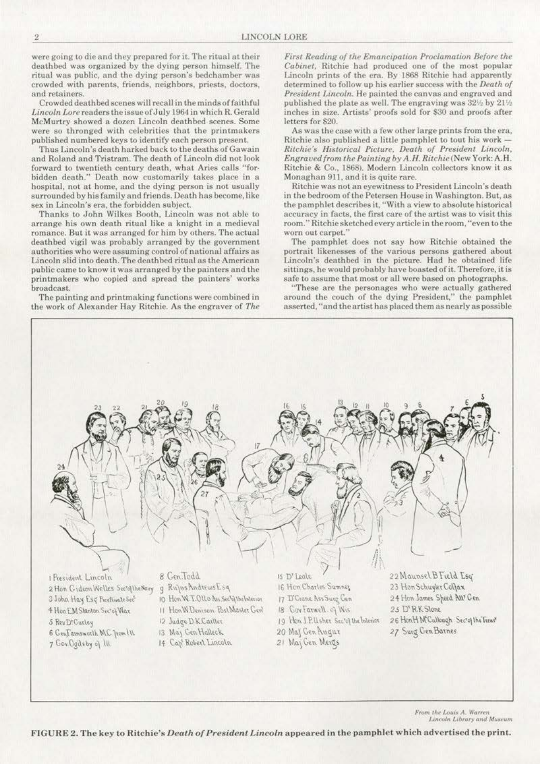were going to die and they prepared for it. The ritual at their deathbed was organized by the dying person himself. The ritual was public, and the dying person's bedchamber was crowded with parents, friends, neighbors, priests, doctors, and retainers.

Crowded deathbed scenes will recall in the minds of faithful *Lincoln Lore* readers the issue of July 1964 in which R. Gerald McMurtry showed a dozen Lincoln deathbed scenes. Some were so thronged with celebrities that the printmakers published numbered keys to identify each person present.

Thus Lincoln's death harked back to the deaths of Gawain and Roland and Tristram. The death of Lincoln did not look forward to twentieth century death, what Aries calls "forbidden death." Death now customarily takes place in a hospital, not at home, and the dying person is not usually surrounded by his family and friends. Death has become, like sex in Lincoln's era, the forbidden subject.

Thanks to John Wilkes Booth, Lincoln was not able to arrange his own death ritual like a knight in a medieval romance. But it was arranged for him by others. The actual deathbed vigil was probably arranged by the government authorities who were assuming control of national affairs as Lincoln slid into death. The deathbed ritual as the American public came to know it was arranged by the painters and the printmakers who copied and spread the painters' works broadcast.

The painting and printmaking functions were combined in the work of Alexander Hay Ritchie. As the engraver of *The First Reading of the Emancipation Proclamation Before the Cabinet,* Ritchie had produced one of the most popular Lincoln prints of the era. By 1868 Ritchie had apparently determined to follow up his earlier success with the *Death of President Lincoln.* He painted the canvas and engraved and published the plate as well. The engraving was 32½ by 21½ inches in size. Artists' proofs sold for $30 and proofs after letters for $20.

As was the case with a few other large prints from the era, Ritchie also published a little pamphlet to tout his work — *Ritchie's Historical Picture, Death of President Lincoln, Engraved from the Painting by A.H. Ritchie* (New York: A.H. Ritchie & Co., 1868). Modern Lincoln collectors know it as Monaghan 911, and it is quite rare.

Ritchie was not an eyewitness to President Lincoln's death in the bedroom of the Petersen House in Washington. But, as the pamphlet describes it, "With a view to absolute historical accuracy in facts, the first care of the artist was to visit this room." Ritchie sketched every article in the room, "even to the worn out carpet."

The pamphlet does not say how Ritchie obtained the portrait likenesses of the various persons gathered about Lincoln's deathbed in the picture. Had he obtained life sittings, he would probably have boasted of it. Therefore, it is safe to assume that most or all were based on photographs.

"These are the personages who were actually gathered around the couch of the dying President," the pamphlet asserted, "and the artist has placed them as nearly as possible

1 President Lincoln
2 Hon Gideon Welles Sec'y of the Navy
3 John Hay Esq Private Sec'y
4 Hon E M Stanton Sec'y of War
5 Rev Dr Gurley
6 Gen Farnsworth M.C. from Ill
7 Gov Oglesby of Ill
8 Gen Todd
9 Rufus Andrews Esq
10 Hon W. T. Otto Ass Sec'y of the Interior
11 Hon W Denison Post Master Gen'l
12 Judge D K Cartter
13 Maj Gen Halleck
14 Cap't Robert Lincoln
15 Dr Leale
16 Hon Charles Sumner
17 Dr Crane Ass Surg Gen
18 Gov Farwell of Wis
19 Hon J P Usher Sec'y of the Interior
20 Maj Gen Augur
21 Maj Gen Meigs
22 Maunsel B Field Esq
23 Hon Schuyler Colfax
24 Hon James Speed Att'y Gen
25 Dr R K Stone
26 Hon H McCullough Sec'y of the Treas'y
27 Surg Gen Barnes

*From the Louis A. Warren Lincoln Library and Museum*

**FIGURE 2. The key to Ritchie's *Death of President Lincoln* appeared in the pamphlet which advertised the print.**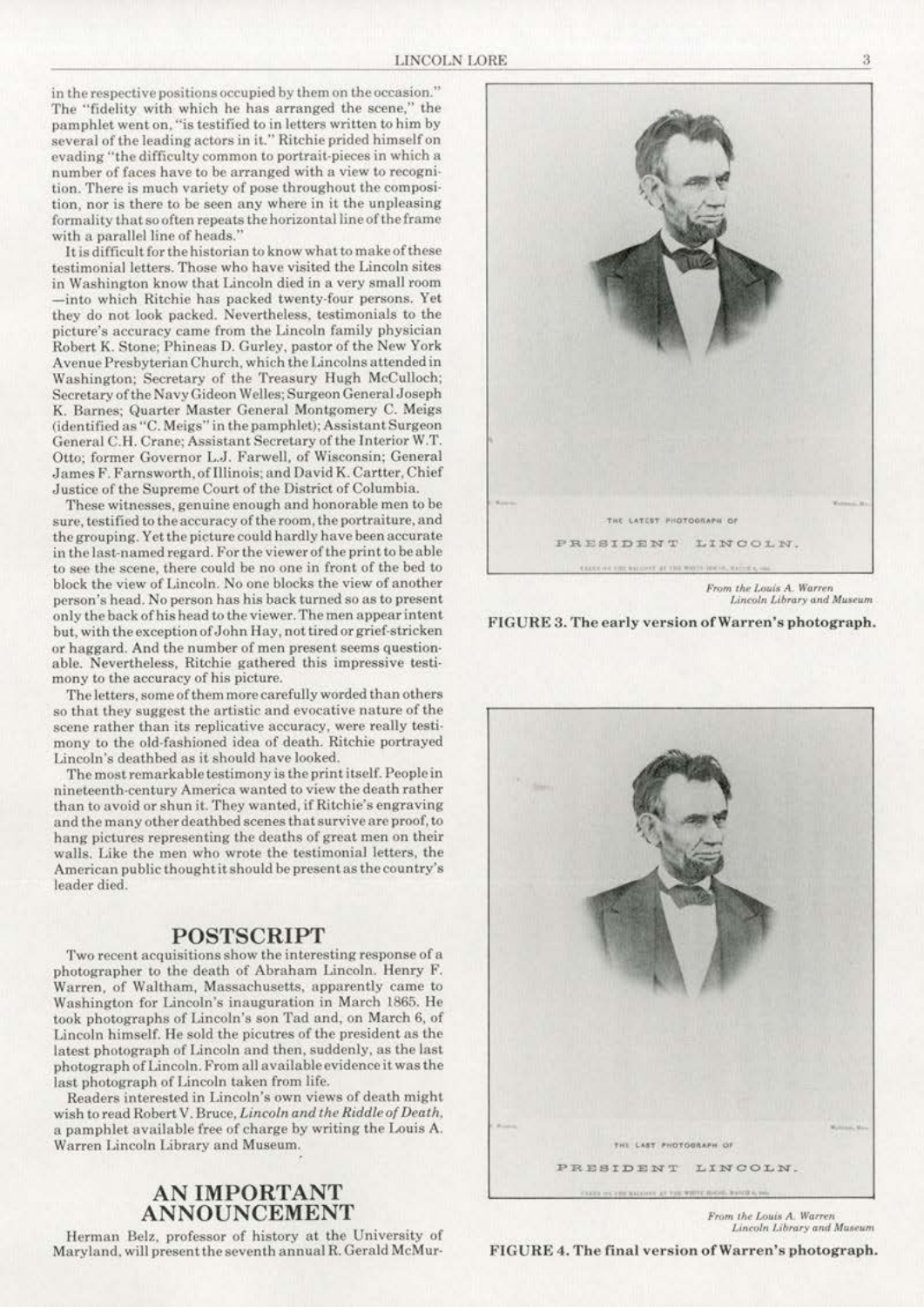in the respective positions occupied by them on the occasion." The "fidelity with which he has arranged the scene," the pamphlet went on, "is testified to in letters written to him by several of the leading actors in it." Ritchie prided himself on evading "the difficulty common to portrait-pieces in which a number of faces have to be arranged with a view to recognition. There is much variety of pose throughout the composition, nor is there to be seen any where in it the unpleasing formality that so often repeats the horizontal line of the frame with a parallel line of heads."

It is difficult for the historian to know what to make of these testimonial letters. Those who have visited the Lincoln sites in Washington know that Lincoln died in a very small room —into which Ritchie has packed twenty-four persons. Yet they do not look packed. Nevertheless, testimonials to the picture's accuracy came from the Lincoln family physician Robert K. Stone; Phineas D. Gurley, pastor of the New York Avenue Presbyterian Church, which the Lincolns attended in Washington; Secretary of the Treasury Hugh McCulloch; Secretary of the Navy Gideon Welles; Surgeon General Joseph K. Barnes; Quarter Master General Montgomery C. Meigs (identified as "C. Meigs" in the pamphlet); Assistant Surgeon General C.H. Crane; Assistant Secretary of the Interior W.T. Otto; former Governor L.J. Farwell, of Wisconsin; General James F. Farnsworth, of Illinois; and David K. Cartter, Chief Justice of the Supreme Court of the District of Columbia.

These witnesses, genuine enough and honorable men to be sure, testified to the accuracy of the room, the portraiture, and the grouping. Yet the picture could hardly have been accurate in the last-named regard. For the viewer of the print to be able to see the scene, there could be no one in front of the bed to block the view of Lincoln. No one blocks the view of another person's head. No person has his back turned so as to present only the back of his head to the viewer. The men appear intent but, with the exception of John Hay, not tired or grief-stricken or haggard. And the number of men present seems questionable. Nevertheless, Ritchie gathered this impressive testimony to the accuracy of his picture.

The letters, some of them more carefully worded than others so that they suggest the artistic and evocative nature of the scene rather than its replicative accuracy, were really testimony to the old-fashioned idea of death. Ritchie portrayed Lincoln's deathbed as it should have looked.

The most remarkable testimony is the print itself. People in nineteenth-century America wanted to view the death rather than to avoid or shun it. They wanted, if Ritchie's engraving and the many other deathbed scenes that survive are proof, to hang pictures representing the deaths of great men on their walls. Like the men who wrote the testimonial letters, the American public thought it should be present as the country's leader died.

## POSTSCRIPT

Two recent acquisitions show the interesting response of a photographer to the death of Abraham Lincoln. Henry F. Warren, of Waltham, Massachusetts, apparently came to Washington for Lincoln's inauguration in March 1865. He took photographs of Lincoln's son Tad and, on March 6, of Lincoln himself. He sold the picutres of the president as the latest photograph of Lincoln and then, suddenly, as the last photograph of Lincoln. From all available evidence it was the last photograph of Lincoln taken from life.

Readers interested in Lincoln's own views of death might wish to read Robert V. Bruce, *Lincoln and the Riddle of Death*, a pamphlet available free of charge by writing the Louis A. Warren Lincoln Library and Museum.

## AN IMPORTANT ANNOUNCEMENT

Herman Belz, professor of history at the University of Maryland, will present the seventh annual R. Gerald McMur-

THE LATEST PHOTOGRAPH OF
PRESIDENT LINCOLN.

*From the Louis A. Warren Lincoln Library and Museum*

**FIGURE 3. The early version of Warren's photograph.**

THE LAST PHOTOGRAPH OF
PRESIDENT LINCOLN.

*From the Louis A. Warren Lincoln Library and Museum*

**FIGURE 4. The final version of Warren's photograph.**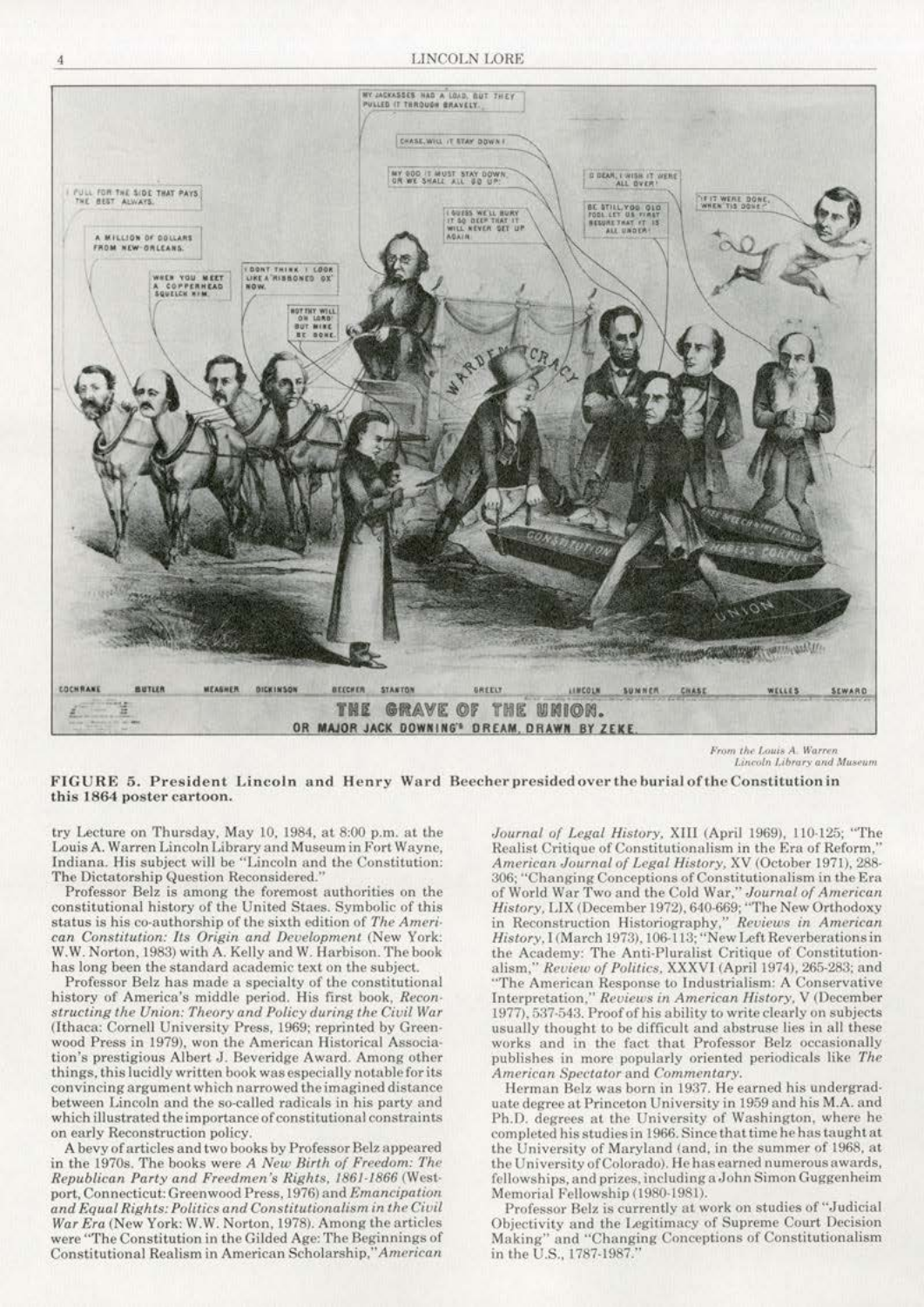From the Louis A. Warren Lincoln Library and Museum

**FIGURE 5. President Lincoln and Henry Ward Beecher presided over the burial of the Constitution in this 1864 poster cartoon.**

try Lecture on Thursday, May 10, 1984, at 8:00 p.m. at the Louis A. Warren Lincoln Library and Museum in Fort Wayne, Indiana. His subject will be "Lincoln and the Constitution: The Dictatorship Question Reconsidered."

Professor Belz is among the foremost authorities on the constitutional history of the United Staes. Symbolic of this status is his co-authorship of the sixth edition of *The American Constitution: Its Origin and Development* (New York: W.W. Norton, 1983) with A. Kelly and W. Harbison. The book has long been the standard academic text on the subject.

Professor Belz has made a specialty of the constitutional history of America's middle period. His first book, *Reconstructing the Union: Theory and Policy during the Civil War* (Ithaca: Cornell University Press, 1969; reprinted by Greenwood Press in 1979), won the American Historical Association's prestigious Albert J. Beveridge Award. Among other things, this lucidly written book was especially notable for its convincing argument which narrowed the imagined distance between Lincoln and the so-called radicals in his party and which illustrated the importance of constitutional constraints on early Reconstruction policy.

A bevy of articles and two books by Professor Belz appeared in the 1970s. The books were *A New Birth of Freedom: The Republican Party and Freedmen's Rights, 1861-1866* (Westport, Connecticut: Greenwood Press, 1976) and *Emancipation and Equal Rights: Politics and Constitutionalism in the Civil War Era* (New York: W.W. Norton, 1978). Among the articles were "The Constitution in the Gilded Age: The Beginnings of Constitutional Realism in American Scholarship," *American Journal of Legal History*, XIII (April 1969), 110-125; "The Realist Critique of Constitutionalism in the Era of Reform," *American Journal of Legal History*, XV (October 1971), 288-306; "Changing Conceptions of Constitutionalism in the Era of World War Two and the Cold War," *Journal of American History*, LIX (December 1972), 640-669; "The New Orthodoxy in Reconstruction Historiography," *Reviews in American History*, I (March 1973), 106-113; "New Left Reverberations in the Academy: The Anti-Pluralist Critique of Constitutionalism," *Review of Politics*, XXXVI (April 1974), 265-283; and "The American Response to Industrialism: A Conservative Interpretation," *Reviews in American History*, V (December 1977), 537-543. Proof of his ability to write clearly on subjects usually thought to be difficult and abstruse lies in all these works and in the fact that Professor Belz occasionally publishes in more popularly oriented periodicals like *The American Spectator* and *Commentary*.

Herman Belz was born in 1937. He earned his undergraduate degree at Princeton University in 1959 and his M.A. and Ph.D. degrees at the University of Washington, where he completed his studies in 1966. Since that time he has taught at the University of Maryland (and, in the summer of 1968, at the University of Colorado). He has earned numerous awards, fellowships, and prizes, including a John Simon Guggenheim Memorial Fellowship (1980-1981).

Professor Belz is currently at work on studies of "Judicial Objectivity and the Legitimacy of Supreme Court Decision Making" and "Changing Conceptions of Constitutionalism in the U.S., 1787-1987."